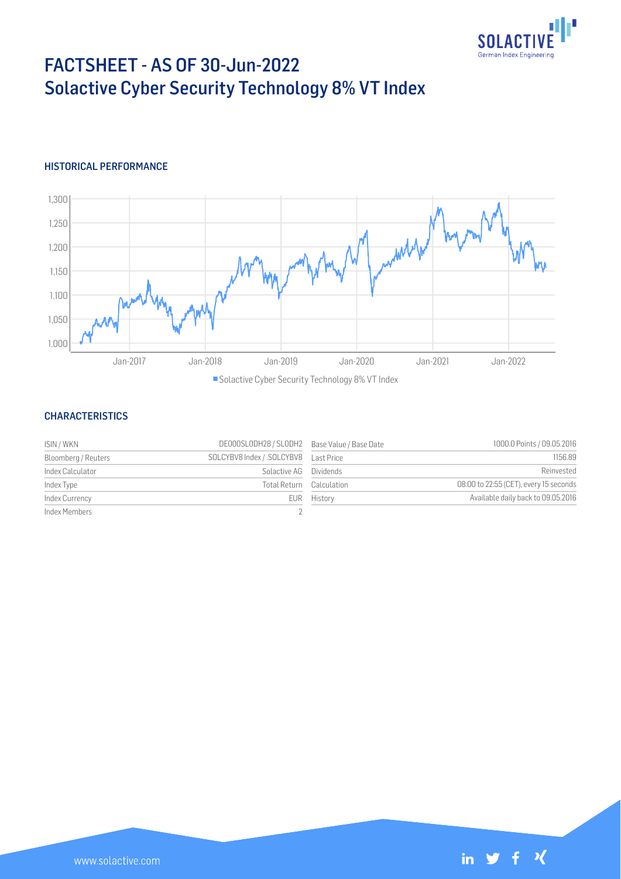# FACTSHEET - AS OF 30-Jun-2022
# Solactive Cyber Security Technology 8% VT Index

## HISTORICAL PERFORMANCE

## CHARACTERISTICS

| | | | |
|---|---|---|---|
| ISIN / WKN | DE000SL0DH28 / SL0DH2 | Base Value / Base Date | 1000.0 Points / 09.05.2016 |
| Bloomberg / Reuters | SOLCYBV8 Index / .SOLCYBV8 | Last Price | 1156.89 |
| Index Calculator | Solactive AG | Dividends | Reinvested |
| Index Type | Total Return | Calculation | 08:00 to 22:55 (CET), every 15 seconds |
| Index Currency | EUR | History | Available daily back to 09.05.2016 |
| Index Members | 2 | | |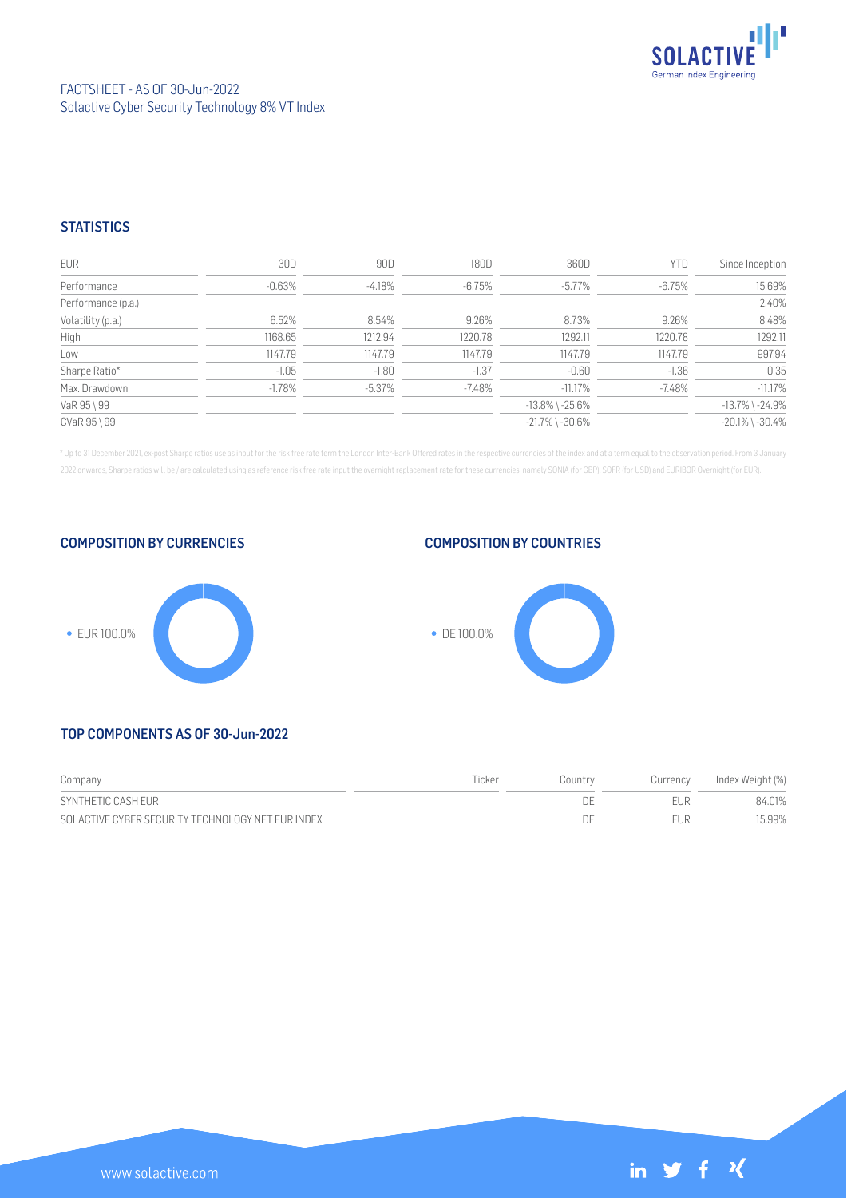FACTSHEET - AS OF 30-Jun-2022
Solactive Cyber Security Technology 8% VT Index

## STATISTICS

| EUR | 30D | 90D | 180D | 360D | YTD | Since Inception |
|---|---|---|---|---|---|---|
| Performance | -0.63% | -4.18% | -6.75% | -5.77% | -6.75% | 15.69% |
| Performance (p.a.) | | | | | | 2.40% |
| Volatility (p.a.) | 6.52% | 8.54% | 9.26% | 8.73% | 9.26% | 8.48% |
| High | 1168.65 | 1212.94 | 1220.78 | 1292.11 | 1220.78 | 1292.11 |
| Low | 1147.79 | 1147.79 | 1147.79 | 1147.79 | 1147.79 | 997.94 |
| Sharpe Ratio* | -1.05 | -1.80 | -1.37 | -0.60 | -1.36 | 0.35 |
| Max. Drawdown | -1.78% | -5.37% | -7.48% | -11.17% | -7.48% | -11.17% |
| VaR 95 \ 99 | | | | -13.8% \ -25.6% | | -13.7% \ -24.9% |
| CVaR 95 \ 99 | | | | -21.7% \ -30.6% | | -20.1% \ -30.4% |

* Up to 31 December 2021, ex-post Sharpe ratios use as input for the risk free rate term the London Inter-Bank Offered rates in the respective currencies of the index and at a term equal to the observation period. From 3 January 2022 onwards, Sharpe ratios will be / are calculated using as reference risk free rate input the overnight replacement rate for these currencies, namely SONIA (for GBP), SOFR (for USD) and EURIBOR Overnight (for EUR).

## COMPOSITION BY CURRENCIES

- EUR 100.0%

## COMPOSITION BY COUNTRIES

- DE 100.0%

## TOP COMPONENTS AS OF 30-Jun-2022

| Company | Ticker | Country | Currency | Index Weight (%) |
|---|---|---|---|---|
| SYNTHETIC CASH EUR | | DE | EUR | 84.01% |
| SOLACTIVE CYBER SECURITY TECHNOLOGY NET EUR INDEX | | DE | EUR | 15.99% |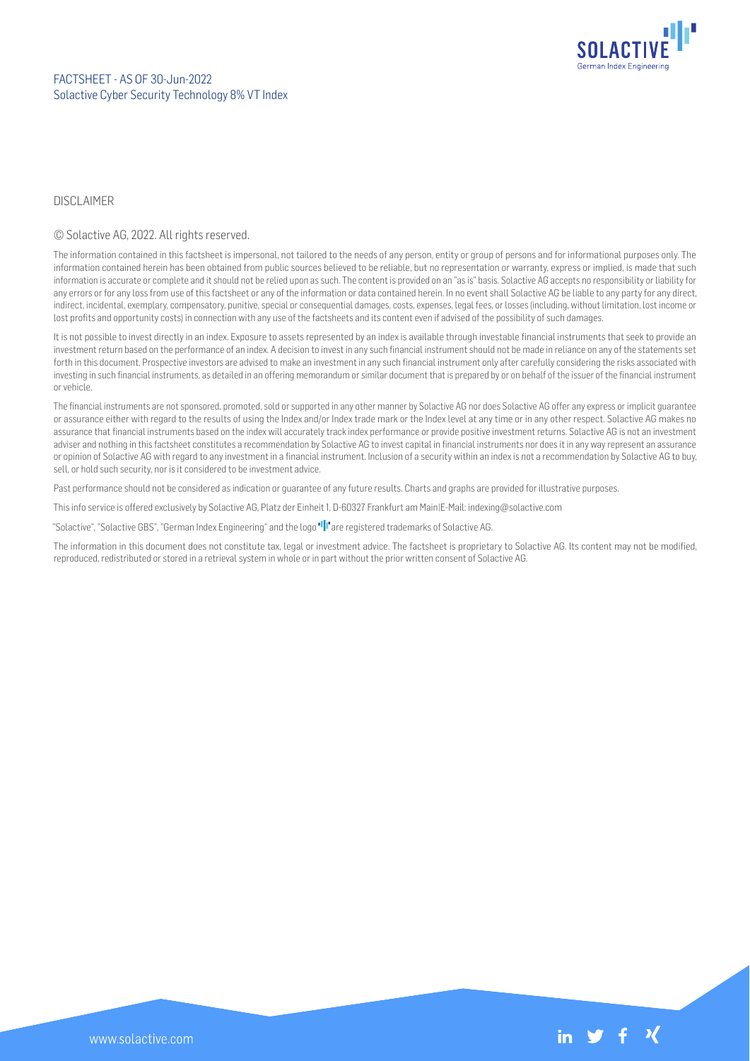DISCLAIMER

© Solactive AG, 2022. All rights reserved.

The information contained in this factsheet is impersonal, not tailored to the needs of any person, entity or group of persons and for informational purposes only. The information contained herein has been obtained from public sources believed to be reliable, but no representation or warranty, express or implied, is made that such information is accurate or complete and it should not be relied upon as such. The content is provided on an "as is" basis. Solactive AG accepts no responsibility or liability for any errors or for any loss from use of this factsheet or any of the information or data contained herein. In no event shall Solactive AG be liable to any party for any direct, indirect, incidental, exemplary, compensatory, punitive, special or consequential damages, costs, expenses, legal fees, or losses (including, without limitation, lost income or lost profits and opportunity costs) in connection with any use of the factsheets and its content even if advised of the possibility of such damages.

It is not possible to invest directly in an index. Exposure to assets represented by an index is available through investable financial instruments that seek to provide an investment return based on the performance of an index. A decision to invest in any such financial instrument should not be made in reliance on any of the statements set forth in this document. Prospective investors are advised to make an investment in any such financial instrument only after carefully considering the risks associated with investing in such financial instruments, as detailed in an offering memorandum or similar document that is prepared by or on behalf of the issuer of the financial instrument or vehicle.

The financial instruments are not sponsored, promoted, sold or supported in any other manner by Solactive AG nor does Solactive AG offer any express or implicit guarantee or assurance either with regard to the results of using the Index and/or Index trade mark or the Index level at any time or in any other respect. Solactive AG makes no assurance that financial instruments based on the index will accurately track index performance or provide positive investment returns. Solactive AG is not an investment adviser and nothing in this factsheet constitutes a recommendation by Solactive AG to invest capital in financial instruments nor does it in any way represent an assurance or opinion of Solactive AG with regard to any investment in a financial instrument. Inclusion of a security within an index is not a recommendation by Solactive AG to buy, sell, or hold such security, nor is it considered to be investment advice.

Past performance should not be considered as indication or guarantee of any future results. Charts and graphs are provided for illustrative purposes.

This info service is offered exclusively by Solactive AG, Platz der Einheit 1, D-60327 Frankfurt am Main|E-Mail: indexing@solactive.com

"Solactive", "Solactive GBS", "German Index Engineering" and the logo are registered trademarks of Solactive AG.

The information in this document does not constitute tax, legal or investment advice. The factsheet is proprietary to Solactive AG. Its content may not be modified, reproduced, redistributed or stored in a retrieval system in whole or in part without the prior written consent of Solactive AG.